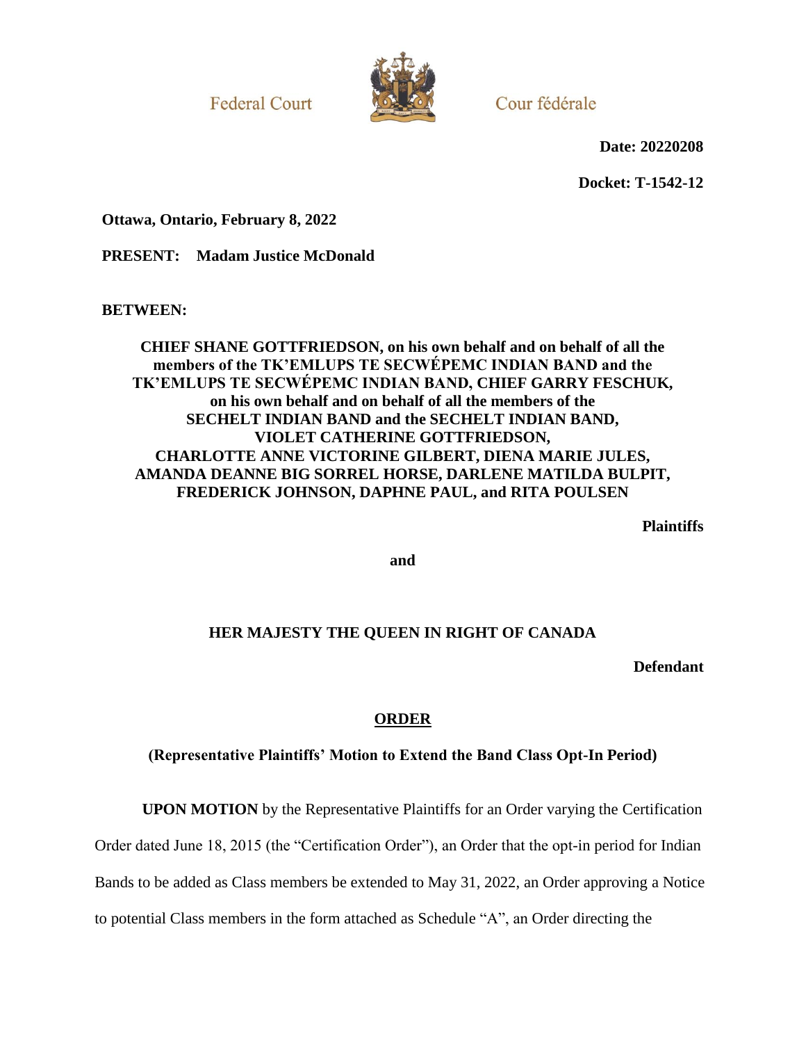Federal Court

Cour fédérale

**Date: 20220208**

**Docket: T-1542-12**

**Ottawa, Ontario, February 8, 2022**

**PRESENT: Madam Justice McDonald**

**BETWEEN:**

**CHIEF SHANE GOTTFRIEDSON, on his own behalf and on behalf of all the members of the TK'EMLUPS TE SECWÉPEMC INDIAN BAND and the TK'EMLUPS TE SECWÉPEMC INDIAN BAND, CHIEF GARRY FESCHUK, on his own behalf and on behalf of all the members of the SECHELT INDIAN BAND and the SECHELT INDIAN BAND, VIOLET CATHERINE GOTTFRIEDSON, CHARLOTTE ANNE VICTORINE GILBERT, DIENA MARIE JULES, AMANDA DEANNE BIG SORREL HORSE, DARLENE MATILDA BULPIT, FREDERICK JOHNSON, DAPHNE PAUL, and RITA POULSEN**

**Plaintiffs**

**and**

**HER MAJESTY THE QUEEN IN RIGHT OF CANADA**

**Defendant**

## ORDER

**(Representative Plaintiffs' Motion to Extend the Band Class Opt-In Period)**

**UPON MOTION** by the Representative Plaintiffs for an Order varying the Certification Order dated June 18, 2015 (the "Certification Order"), an Order that the opt-in period for Indian Bands to be added as Class members be extended to May 31, 2022, an Order approving a Notice to potential Class members in the form attached as Schedule "A", an Order directing the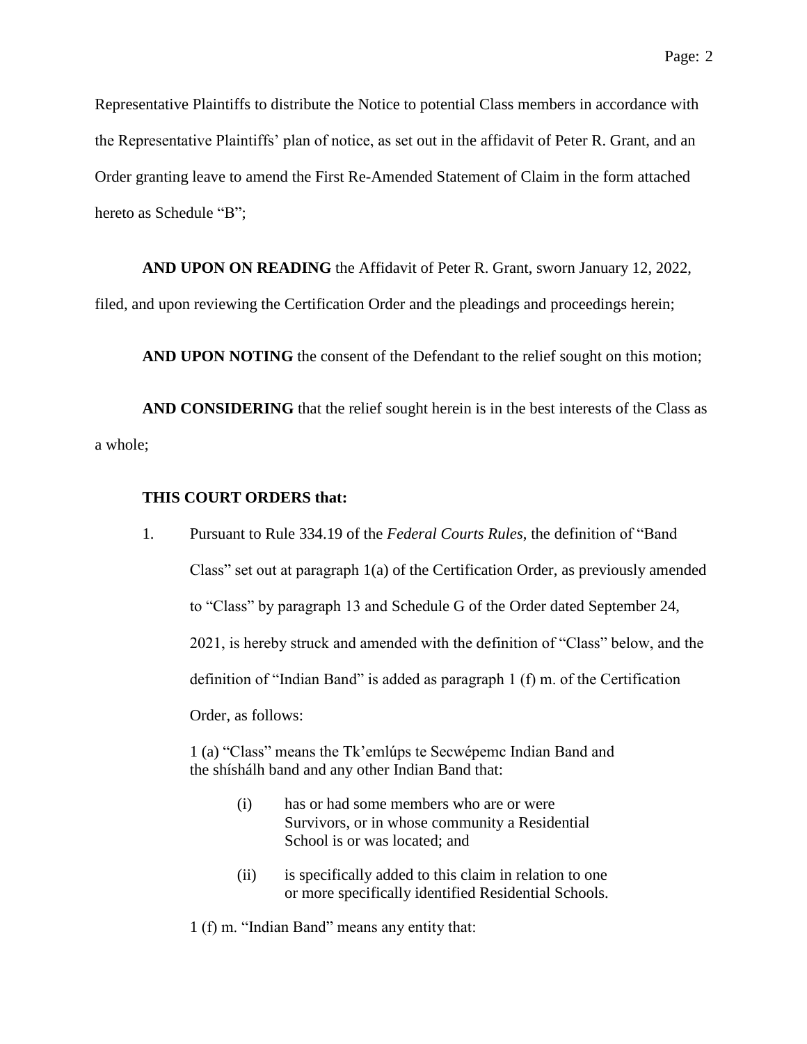Representative Plaintiffs to distribute the Notice to potential Class members in accordance with the Representative Plaintiffs' plan of notice, as set out in the affidavit of Peter R. Grant, and an Order granting leave to amend the First Re-Amended Statement of Claim in the form attached hereto as Schedule "B";

**AND UPON ON READING** the Affidavit of Peter R. Grant, sworn January 12, 2022, filed, and upon reviewing the Certification Order and the pleadings and proceedings herein;

**AND UPON NOTING** the consent of the Defendant to the relief sought on this motion;

**AND CONSIDERING** that the relief sought herein is in the best interests of the Class as a whole;

**THIS COURT ORDERS that:**

1. Pursuant to Rule 334.19 of the *Federal Courts Rules*, the definition of "Band Class" set out at paragraph 1(a) of the Certification Order, as previously amended to "Class" by paragraph 13 and Schedule G of the Order dated September 24, 2021, is hereby struck and amended with the definition of "Class" below, and the definition of "Indian Band" is added as paragraph 1 (f) m. of the Certification Order, as follows:

   1 (a) "Class" means the Tk'emlúps te Secwépemc Indian Band and the shíshálh band and any other Indian Band that:

   (i) has or had some members who are or were Survivors, or in whose community a Residential School is or was located; and

   (ii) is specifically added to this claim in relation to one or more specifically identified Residential Schools.

   1 (f) m. "Indian Band" means any entity that: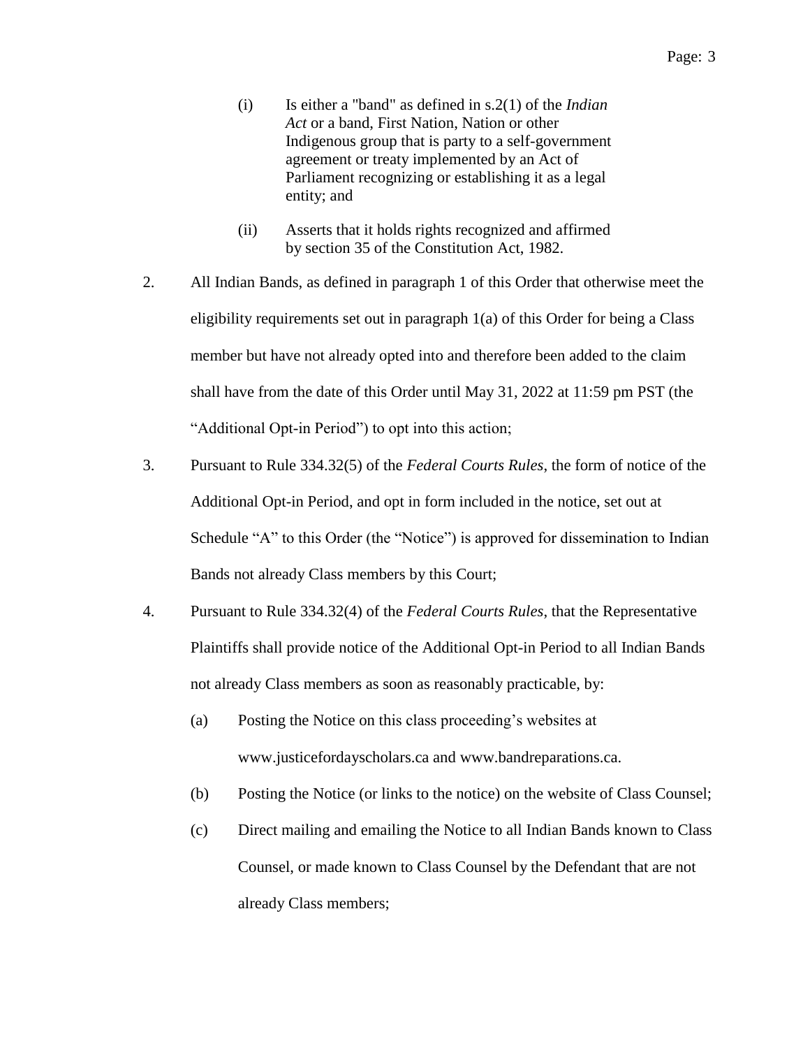(i) Is either a "band" as defined in s.2(1) of the *Indian Act* or a band, First Nation, Nation or other Indigenous group that is party to a self-government agreement or treaty implemented by an Act of Parliament recognizing or establishing it as a legal entity; and

(ii) Asserts that it holds rights recognized and affirmed by section 35 of the Constitution Act, 1982.

2. All Indian Bands, as defined in paragraph 1 of this Order that otherwise meet the eligibility requirements set out in paragraph 1(a) of this Order for being a Class member but have not already opted into and therefore been added to the claim shall have from the date of this Order until May 31, 2022 at 11:59 pm PST (the “Additional Opt-in Period”) to opt into this action;

3. Pursuant to Rule 334.32(5) of the *Federal Courts Rules*, the form of notice of the Additional Opt-in Period, and opt in form included in the notice, set out at Schedule “A” to this Order (the “Notice”) is approved for dissemination to Indian Bands not already Class members by this Court;

4. Pursuant to Rule 334.32(4) of the *Federal Courts Rules*, that the Representative Plaintiffs shall provide notice of the Additional Opt-in Period to all Indian Bands not already Class members as soon as reasonably practicable, by:

   (a) Posting the Notice on this class proceeding’s websites at www.justicefordayscholars.ca and www.bandreparations.ca.

   (b) Posting the Notice (or links to the notice) on the website of Class Counsel;

   (c) Direct mailing and emailing the Notice to all Indian Bands known to Class Counsel, or made known to Class Counsel by the Defendant that are not already Class members;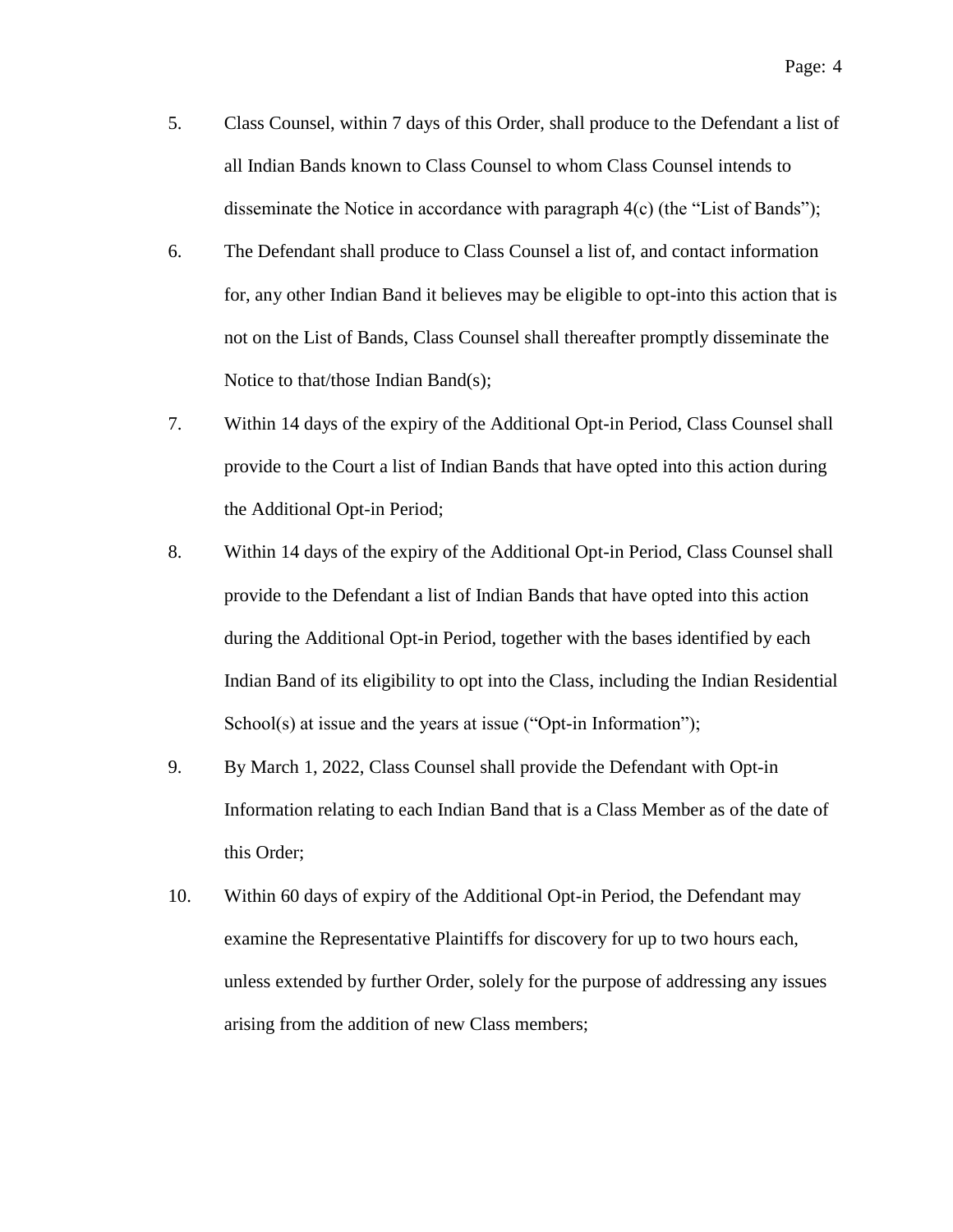5. Class Counsel, within 7 days of this Order, shall produce to the Defendant a list of all Indian Bands known to Class Counsel to whom Class Counsel intends to disseminate the Notice in accordance with paragraph 4(c) (the "List of Bands");

6. The Defendant shall produce to Class Counsel a list of, and contact information for, any other Indian Band it believes may be eligible to opt-into this action that is not on the List of Bands, Class Counsel shall thereafter promptly disseminate the Notice to that/those Indian Band(s);

7. Within 14 days of the expiry of the Additional Opt-in Period, Class Counsel shall provide to the Court a list of Indian Bands that have opted into this action during the Additional Opt-in Period;

8. Within 14 days of the expiry of the Additional Opt-in Period, Class Counsel shall provide to the Defendant a list of Indian Bands that have opted into this action during the Additional Opt-in Period, together with the bases identified by each Indian Band of its eligibility to opt into the Class, including the Indian Residential School(s) at issue and the years at issue ("Opt-in Information");

9. By March 1, 2022, Class Counsel shall provide the Defendant with Opt-in Information relating to each Indian Band that is a Class Member as of the date of this Order;

10. Within 60 days of expiry of the Additional Opt-in Period, the Defendant may examine the Representative Plaintiffs for discovery for up to two hours each, unless extended by further Order, solely for the purpose of addressing any issues arising from the addition of new Class members;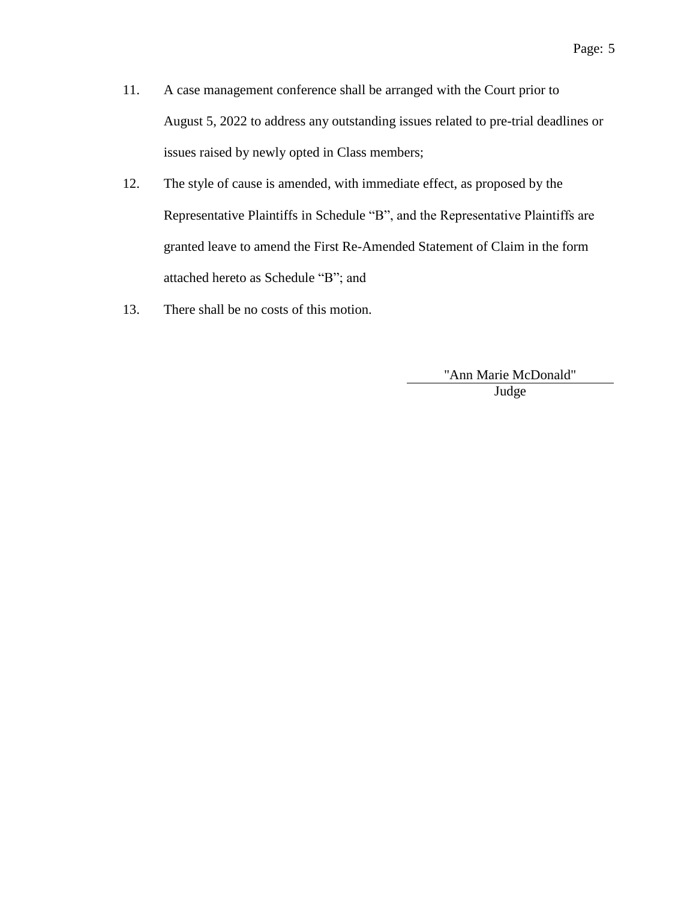11. A case management conference shall be arranged with the Court prior to August 5, 2022 to address any outstanding issues related to pre-trial deadlines or issues raised by newly opted in Class members;

12. The style of cause is amended, with immediate effect, as proposed by the Representative Plaintiffs in Schedule "B", and the Representative Plaintiffs are granted leave to amend the First Re-Amended Statement of Claim in the form attached hereto as Schedule "B"; and

13. There shall be no costs of this motion.

"Ann Marie McDonald"
Judge